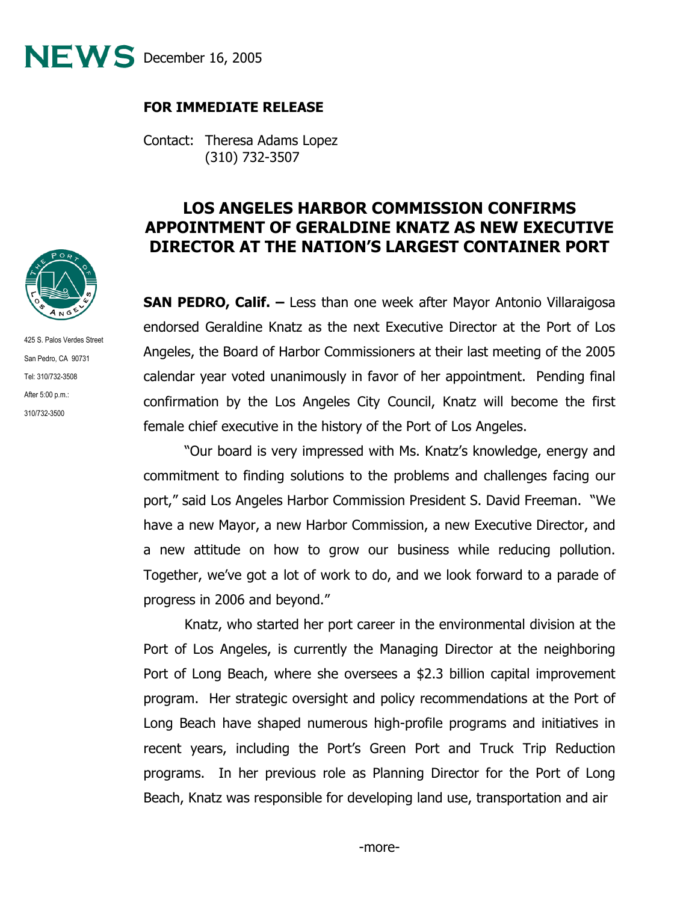**NEWS** December 16, 2005

**FOR IMMEDIATE RELEASE**

Contact: Theresa Adams Lopez
(310) 732-3507

425 S. Palos Verdes Street
San Pedro, CA 90731
Tel: 310/732-3508
After 5:00 p.m.:
310/732-3500

# LOS ANGELES HARBOR COMMISSION CONFIRMS APPOINTMENT OF GERALDINE KNATZ AS NEW EXECUTIVE DIRECTOR AT THE NATION'S LARGEST CONTAINER PORT

**SAN PEDRO, Calif. –** Less than one week after Mayor Antonio Villaraigosa endorsed Geraldine Knatz as the next Executive Director at the Port of Los Angeles, the Board of Harbor Commissioners at their last meeting of the 2005 calendar year voted unanimously in favor of her appointment. Pending final confirmation by the Los Angeles City Council, Knatz will become the first female chief executive in the history of the Port of Los Angeles.

"Our board is very impressed with Ms. Knatz's knowledge, energy and commitment to finding solutions to the problems and challenges facing our port," said Los Angeles Harbor Commission President S. David Freeman. "We have a new Mayor, a new Harbor Commission, a new Executive Director, and a new attitude on how to grow our business while reducing pollution. Together, we've got a lot of work to do, and we look forward to a parade of progress in 2006 and beyond."

Knatz, who started her port career in the environmental division at the Port of Los Angeles, is currently the Managing Director at the neighboring Port of Long Beach, where she oversees a $2.3 billion capital improvement program. Her strategic oversight and policy recommendations at the Port of Long Beach have shaped numerous high-profile programs and initiatives in recent years, including the Port's Green Port and Truck Trip Reduction programs. In her previous role as Planning Director for the Port of Long Beach, Knatz was responsible for developing land use, transportation and air

-more-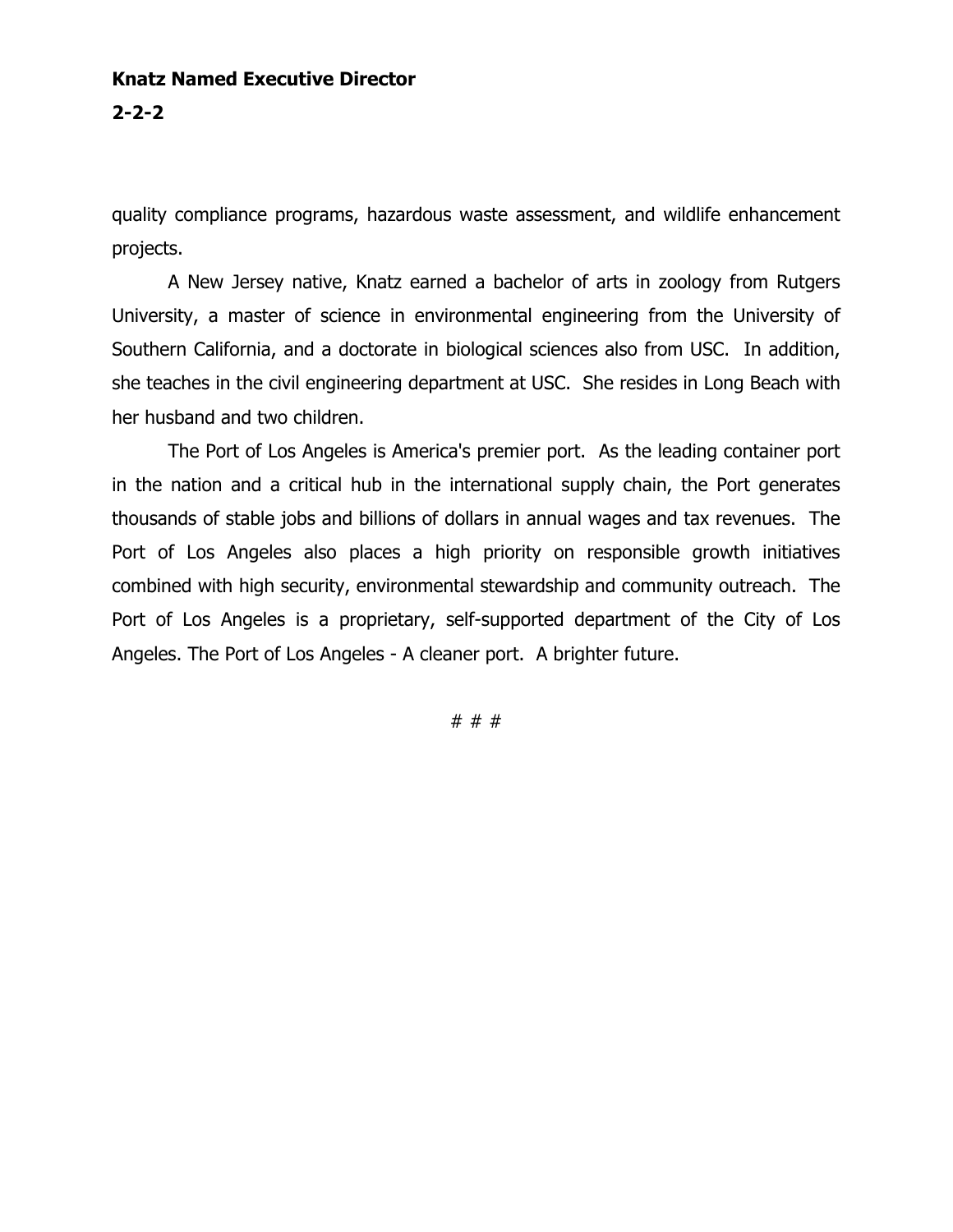quality compliance programs, hazardous waste assessment, and wildlife enhancement projects.

A New Jersey native, Knatz earned a bachelor of arts in zoology from Rutgers University, a master of science in environmental engineering from the University of Southern California, and a doctorate in biological sciences also from USC. In addition, she teaches in the civil engineering department at USC. She resides in Long Beach with her husband and two children.

The Port of Los Angeles is America's premier port. As the leading container port in the nation and a critical hub in the international supply chain, the Port generates thousands of stable jobs and billions of dollars in annual wages and tax revenues. The Port of Los Angeles also places a high priority on responsible growth initiatives combined with high security, environmental stewardship and community outreach. The Port of Los Angeles is a proprietary, self-supported department of the City of Los Angeles. The Port of Los Angeles - A cleaner port. A brighter future.

# # #